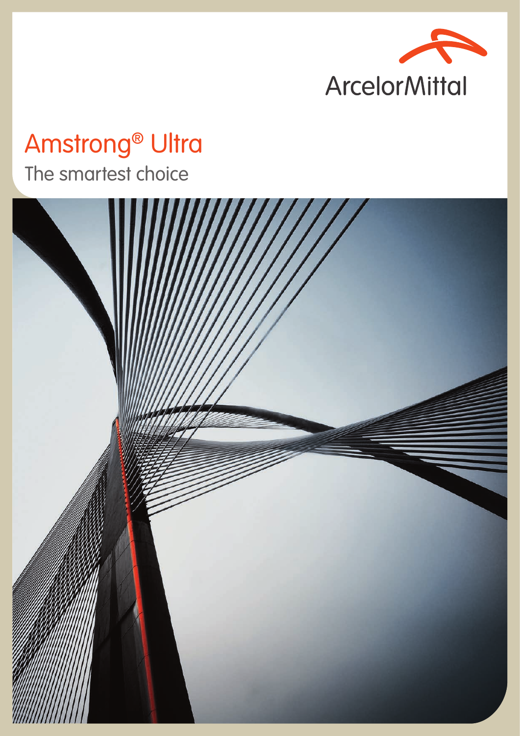ArcelorMittal

# Amstrong® Ultra

## The smartest choice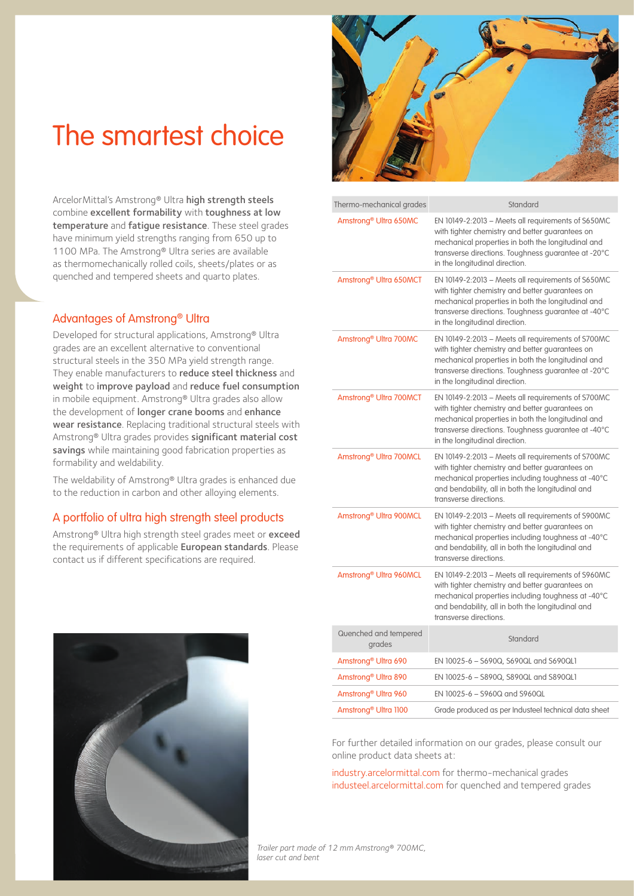# The smartest choice

ArcelorMittal's Amstrong® Ultra **high strength steels** combine **excellent formability** with **toughness at low temperature** and **fatigue resistance**. These steel grades have minimum yield strengths ranging from 650 up to 1100 MPa. The Amstrong® Ultra series are available as thermomechanically rolled coils, sheets/plates or as quenched and tempered sheets and quarto plates.

## Advantages of Amstrong® Ultra

Developed for structural applications, Amstrong® Ultra grades are an excellent alternative to conventional structural steels in the 350 MPa yield strength range. They enable manufacturers to **reduce steel thickness** and **weight** to **improve payload** and **reduce fuel consumption** in mobile equipment. Amstrong® Ultra grades also allow the development of **longer crane booms** and **enhance wear resistance**. Replacing traditional structural steels with Amstrong® Ultra grades provides **significant material cost savings** while maintaining good fabrication properties as formability and weldability.

The weldability of Amstrong® Ultra grades is enhanced due to the reduction in carbon and other alloying elements.

## A portfolio of ultra high strength steel products

Amstrong® Ultra high strength steel grades meet or **exceed** the requirements of applicable **European standards**. Please contact us if different specifications are required.

| Thermo-mechanical grades | Standard |
|---|---|
| Amstrong® Ultra 650MC | EN 10149-2:2013 – Meets all requirements of S650MC with tighter chemistry and better guarantees on mechanical properties in both the longitudinal and transverse directions. Toughness guarantee at -20°C in the longitudinal direction. |
| Amstrong® Ultra 650MCT | EN 10149-2:2013 – Meets all requirements of S650MC with tighter chemistry and better guarantees on mechanical properties in both the longitudinal and transverse directions. Toughness guarantee at -40°C in the longitudinal direction. |
| Amstrong® Ultra 700MC | EN 10149-2:2013 – Meets all requirements of S700MC with tighter chemistry and better guarantees on mechanical properties in both the longitudinal and transverse directions. Toughness guarantee at -20°C in the longitudinal direction. |
| Amstrong® Ultra 700MCT | EN 10149-2:2013 – Meets all requirements of S700MC with tighter chemistry and better guarantees on mechanical properties in both the longitudinal and transverse directions. Toughness guarantee at -40°C in the longitudinal direction. |
| Amstrong® Ultra 700MCL | EN 10149-2:2013 – Meets all requirements of S700MC with tighter chemistry and better guarantees on mechanical properties including toughness at -40°C and bendability, all in both the longitudinal and transverse directions. |
| Amstrong® Ultra 900MCL | EN 10149-2:2013 – Meets all requirements of S900MC with tighter chemistry and better guarantees on mechanical properties including toughness at -40°C and bendability, all in both the longitudinal and transverse directions. |
| Amstrong® Ultra 960MCL | EN 10149-2:2013 – Meets all requirements of S960MC with tighter chemistry and better guarantees on mechanical properties including toughness at -40°C and bendability, all in both the longitudinal and transverse directions. |
| **Quenched and tempered grades** | **Standard** |
| Amstrong® Ultra 690 | EN 10025-6 – S690Q, S690QL and S690QL1 |
| Amstrong® Ultra 890 | EN 10025-6 – S890Q, S890QL and S890QL1 |
| Amstrong® Ultra 960 | EN 10025-6 – S960Q and S960QL |
| Amstrong® Ultra 1100 | Grade produced as per Industeel technical data sheet |

For further detailed information on our grades, please consult our online product data sheets at:

industry.arcelormittal.com for thermo-mechanical grades
industeel.arcelormittal.com for quenched and tempered grades

*Trailer part made of 12 mm Amstrong® 700MC, laser cut and bent*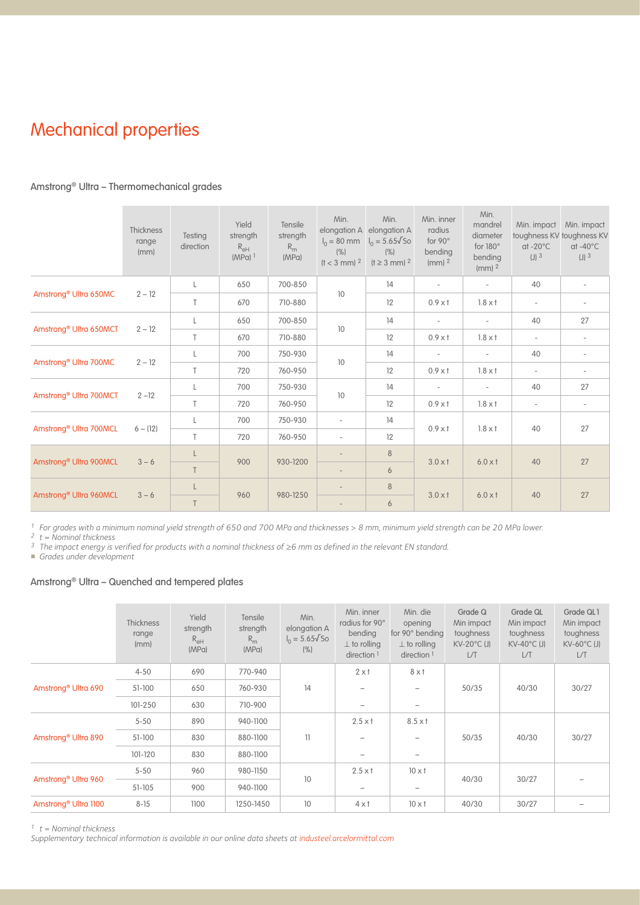# Mechanical properties

## Amstrong® Ultra – Thermomechanical grades

| | Thickness range (mm) | Testing direction | Yield strength $R_{eH}$ (MPa) [1] | Tensile strength $R_m$ (MPa) | Min. elongation A $l_0$ = 80 mm (%) (t < 3 mm) [2] | Min. elongation A $l_0 = 5.65\sqrt{So}$ (%) (t ≥ 3 mm) [2] | Min. inner radius for 90° bending (mm) [2] | Min. mandrel diameter for 180° bending (mm) [2] | Min. impact toughness KV at -20°C (J) [3] | Min. impact toughness KV at -40°C (J) [3] |
|---|---|---|---|---|---|---|---|---|---|---|
| Amstrong® Ultra 650MC | 2 – 12 | L | 650 | 700-850 | 10 | 14 | - | - | 40 | - |
| | | T | 670 | 710-880 | | 12 | 0.9 x t | 1.8 x t | - | - |
| Amstrong® Ultra 650MCT | 2 – 12 | L | 650 | 700-850 | 10 | 14 | - | - | 40 | 27 |
| | | T | 670 | 710-880 | | 12 | 0.9 x t | 1.8 x t | - | - |
| Amstrong® Ultra 700MC | 2 – 12 | L | 700 | 750-930 | 10 | 14 | - | - | 40 | - |
| | | T | 720 | 760-950 | | 12 | 0.9 x t | 1.8 x t | - | - |
| Amstrong® Ultra 700MCT | 2 –12 | L | 700 | 750-930 | 10 | 14 | - | - | 40 | 27 |
| | | T | 720 | 760-950 | | 12 | 0.9 x t | 1.8 x t | - | - |
| Amstrong® Ultra 700MCL | 6 – (12) | L | 700 | 750-930 | - | 14 | 0.9 x t | 1.8 x t | 40 | 27 |
| | | T | 720 | 760-950 | - | 12 | | | | |
| Amstrong® Ultra 900MCL | 3 – 6 | L | 900 | 930-1200 | - | 8 | 3.0 x t | 6.0 x t | 40 | 27 |
| | | T | | | - | 6 | | | | |
| Amstrong® Ultra 960MCL | 3 – 6 | L | 960 | 980-1250 | - | 8 | 3.0 x t | 6.0 x t | 40 | 27 |
| | | T | | | - | 6 | | | | |

[1] *For grades with a minimum nominal yield strength of 650 and 700 MPa and thicknesses > 8 mm, minimum yield strength can be 20 MPa lower.*
[2] *t = Nominal thickness*
[3] *The impact energy is verified for products with a nominal thickness of ≥6 mm as defined in the relevant EN standard.*
■ *Grades under development*

## Amstrong® Ultra – Quenched and tempered plates

| | Thickness range (mm) | Yield strength $R_{eH}$ (MPa) | Tensile strength $R_m$ (MPa) | Min. elongation A $l_0 = 5.65\sqrt{So}$ (%) | Min. inner radius for 90° bending ⊥ to rolling direction [1] | Min. die opening for 90° bending ⊥ to rolling direction [1] | Grade Q Min impact toughness KV-20°C (J) L/T | Grade QL Min impact toughness KV-40°C (J) L/T | Grade QL1 Min impact toughness KV-60°C (J) L/T |
|---|---|---|---|---|---|---|---|---|---|
| Amstrong® Ultra 690 | 4-50 | 690 | 770-940 | 14 | 2 x t | 8 x t | 50/35 | 40/30 | 30/27 |
| | 51-100 | 650 | 760-930 | | – | – | | | |
| | 101-250 | 630 | 710-900 | | – | – | | | |
| Amstrong® Ultra 890 | 5-50 | 890 | 940-1100 | 11 | 2.5 x t | 8.5 x t | 50/35 | 40/30 | 30/27 |
| | 51-100 | 830 | 880-1100 | | – | – | | | |
| | 101-120 | 830 | 880-1100 | | – | – | | | |
| Amstrong® Ultra 960 | 5-50 | 960 | 980-1150 | 10 | 2.5 x t | 10 x t | 40/30 | 30/27 | – |
| | 51-105 | 900 | 940-1100 | | – | – | | | |
| Amstrong® Ultra 1100 | 8-15 | 1100 | 1250-1450 | 10 | 4 x t | 10 x t | 40/30 | 30/27 | – |

[1] *t = Nominal thickness*
*Supplementary technical information is available in our online data sheets at industeel.arcelormittal.com*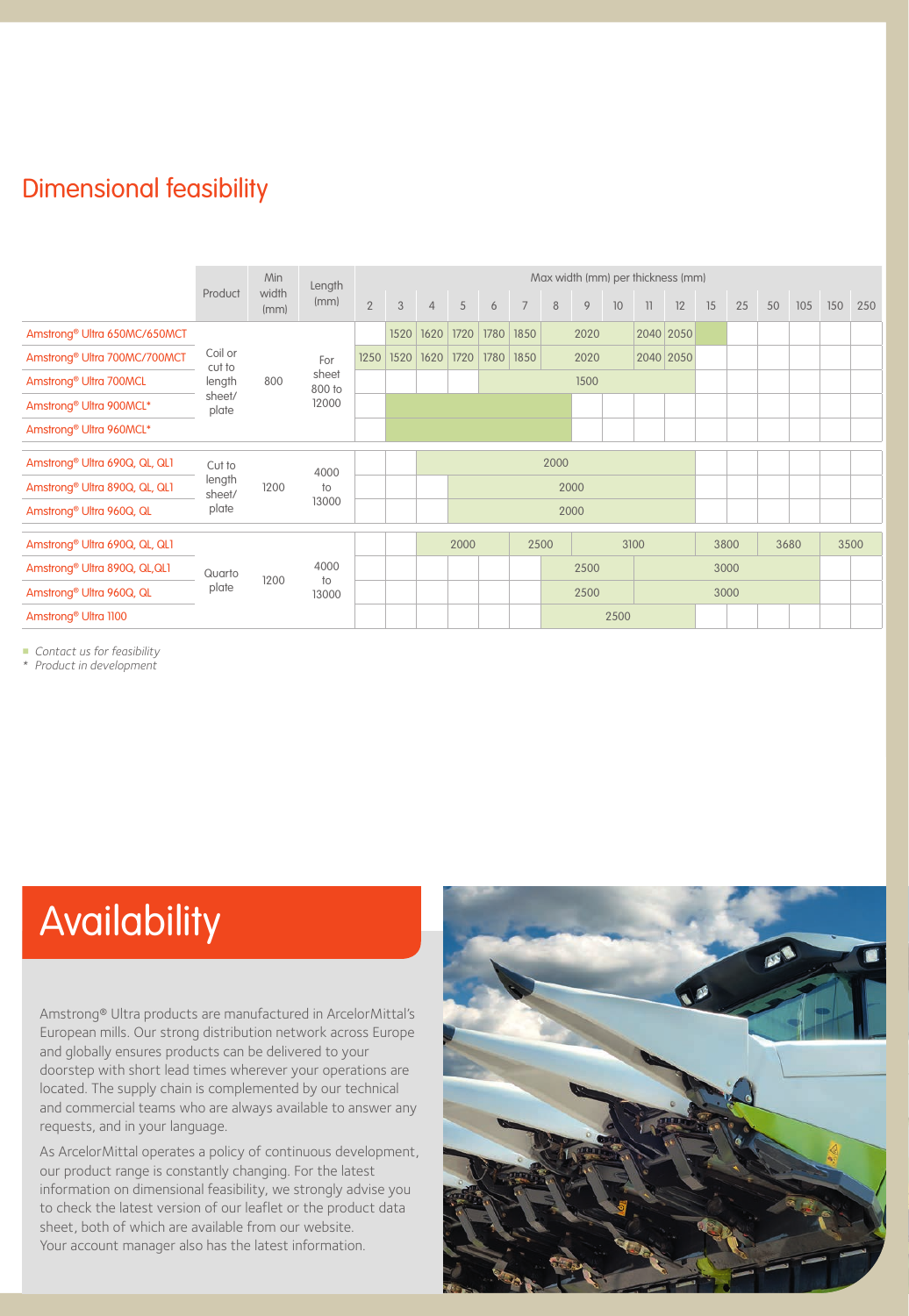## Dimensional feasibility

| | Product | Min width (mm) | Length (mm) | Max width (mm) per thickness (mm) | | | | | | | | | | | | | | | | |
|---|---|---|---|---|---|---|---|---|---|---|---|---|---|---|---|---|---|---|---|---|
| | | | | 2 | 3 | 4 | 5 | 6 | 7 | 8 | 9 | 10 | 11 | 12 | 15 | 25 | 50 | 105 | 150 | 250 |
| Amstrong® Ultra 650MC/650MCT | Coil or cut to length sheet/ plate | 800 | For sheet 800 to 12000 | | 1520 | 1620 | 1720 | 1780 | 1850 | 2020 | 2020 | 2020 | 2040 | 2050 | ■ | | | | | |
| Amstrong® Ultra 700MC/700MCT | Coil or cut to length sheet/ plate | 800 | For sheet 800 to 12000 | 1250 | 1520 | 1620 | 1720 | 1780 | 1850 | 2020 | 2020 | 2020 | 2040 | 2050 | | | | | | |
| Amstrong® Ultra 700MCL | Coil or cut to length sheet/ plate | 800 | For sheet 800 to 12000 | | | | | 1500 | 1500 | 1500 | 1500 | 1500 | 1500 | 1500 | | | | | | |
| Amstrong® Ultra 900MCL* | Coil or cut to length sheet/ plate | 800 | For sheet 800 to 12000 | | ■ | ■ | ■ | ■ | ■ | ■ | | | | | | | | | | |
| Amstrong® Ultra 960MCL* | Coil or cut to length sheet/ plate | 800 | For sheet 800 to 12000 | | ■ | ■ | ■ | ■ | ■ | ■ | | | | | | | | | | |
| Amstrong® Ultra 690Q, QL, QL1 | Cut to length sheet/ plate | 1200 | 4000 to 13000 | | | 2000 | 2000 | 2000 | 2000 | 2000 | 2000 | 2000 | 2000 | 2000 | | | | | | |
| Amstrong® Ultra 890Q, QL, QL1 | Cut to length sheet/ plate | 1200 | 4000 to 13000 | | | | 2000 | 2000 | 2000 | 2000 | 2000 | 2000 | 2000 | 2000 | | | | | | |
| Amstrong® Ultra 960Q, QL | Cut to length sheet/ plate | 1200 | 4000 to 13000 | | | | 2000 | 2000 | 2000 | 2000 | 2000 | 2000 | 2000 | 2000 | | | | | | |
| Amstrong® Ultra 690Q, QL, QL1 | Quarto plate | 1200 | 4000 to 13000 | | | 2000 | 2000 | 2000 | 2500 | 2500 | 3100 | 3100 | 3100 | 3100 | 3800 | 3800 | 3680 | 3680 | 3500 | 3500 |
| Amstrong® Ultra 890Q, QL,QL1 | Quarto plate | 1200 | 4000 to 13000 | | | | | | | 2500 | 2500 | 2500 | 3000 | 3000 | 3000 | 3000 | 3000 | 3000 | | |
| Amstrong® Ultra 960Q, QL | Quarto plate | 1200 | 4000 to 13000 | | | | | | | 2500 | 2500 | 2500 | 3000 | 3000 | 3000 | 3000 | 3000 | 3000 | | |
| Amstrong® Ultra 1100 | Quarto plate | 1200 | 4000 to 13000 | | | | | | | 2500 | 2500 | 2500 | 2500 | 2500 | | | | | | |

■ *Contact us for feasibility*
\* *Product in development*

# Availability

Amstrong® Ultra products are manufactured in ArcelorMittal's European mills. Our strong distribution network across Europe and globally ensures products can be delivered to your doorstep with short lead times wherever your operations are located. The supply chain is complemented by our technical and commercial teams who are always available to answer any requests, and in your language.

As ArcelorMittal operates a policy of continuous development, our product range is constantly changing. For the latest information on dimensional feasibility, we strongly advise you to check the latest version of our leaflet or the product data sheet, both of which are available from our website. Your account manager also has the latest information.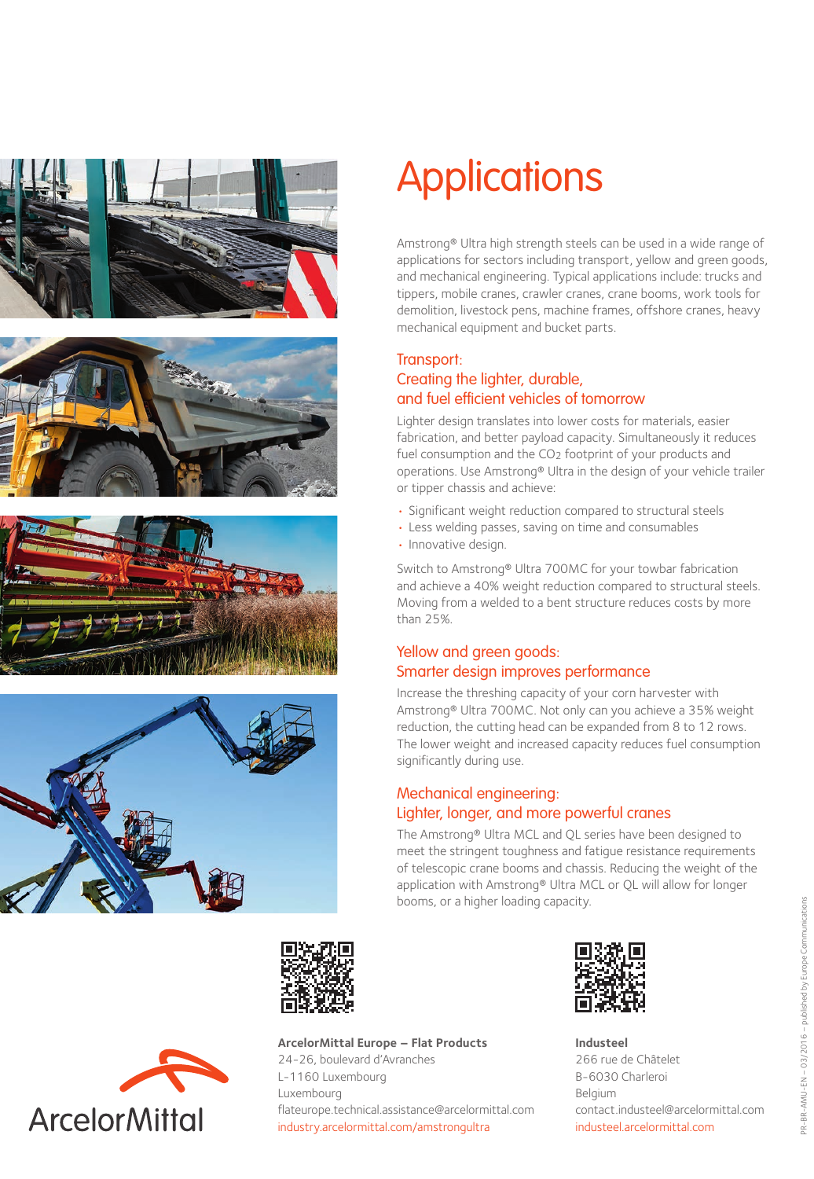# Applications

Amstrong® Ultra high strength steels can be used in a wide range of applications for sectors including transport, yellow and green goods, and mechanical engineering. Typical applications include: trucks and tippers, mobile cranes, crawler cranes, crane booms, work tools for demolition, livestock pens, machine frames, offshore cranes, heavy mechanical equipment and bucket parts.

## Transport: Creating the lighter, durable, and fuel efficient vehicles of tomorrow

Lighter design translates into lower costs for materials, easier fabrication, and better payload capacity. Simultaneously it reduces fuel consumption and the $CO_2$ footprint of your products and operations. Use Amstrong® Ultra in the design of your vehicle trailer or tipper chassis and achieve:

- Significant weight reduction compared to structural steels
- Less welding passes, saving on time and consumables
- Innovative design.

Switch to Amstrong® Ultra 700MC for your towbar fabrication and achieve a 40% weight reduction compared to structural steels. Moving from a welded to a bent structure reduces costs by more than 25%.

## Yellow and green goods: Smarter design improves performance

Increase the threshing capacity of your corn harvester with Amstrong® Ultra 700MC. Not only can you achieve a 35% weight reduction, the cutting head can be expanded from 8 to 12 rows. The lower weight and increased capacity reduces fuel consumption significantly during use.

## Mechanical engineering: Lighter, longer, and more powerful cranes

The Amstrong® Ultra MCL and QL series have been designed to meet the stringent toughness and fatigue resistance requirements of telescopic crane booms and chassis. Reducing the weight of the application with Amstrong® Ultra MCL or QL will allow for longer booms, or a higher loading capacity.

ArcelorMittal

**ArcelorMittal Europe – Flat Products**
24-26, boulevard d'Avranches
L-1160 Luxembourg
Luxembourg
flateurope.technical.assistance@arcelormittal.com
industry.arcelormittal.com/amstrongultra

**Industeel**
266 rue de Châtelet
B-6030 Charleroi
Belgium
contact.industeel@arcelormittal.com
industeel.arcelormittal.com

PR-BR-AMU-EN – 03/2016 – published by Europe Communications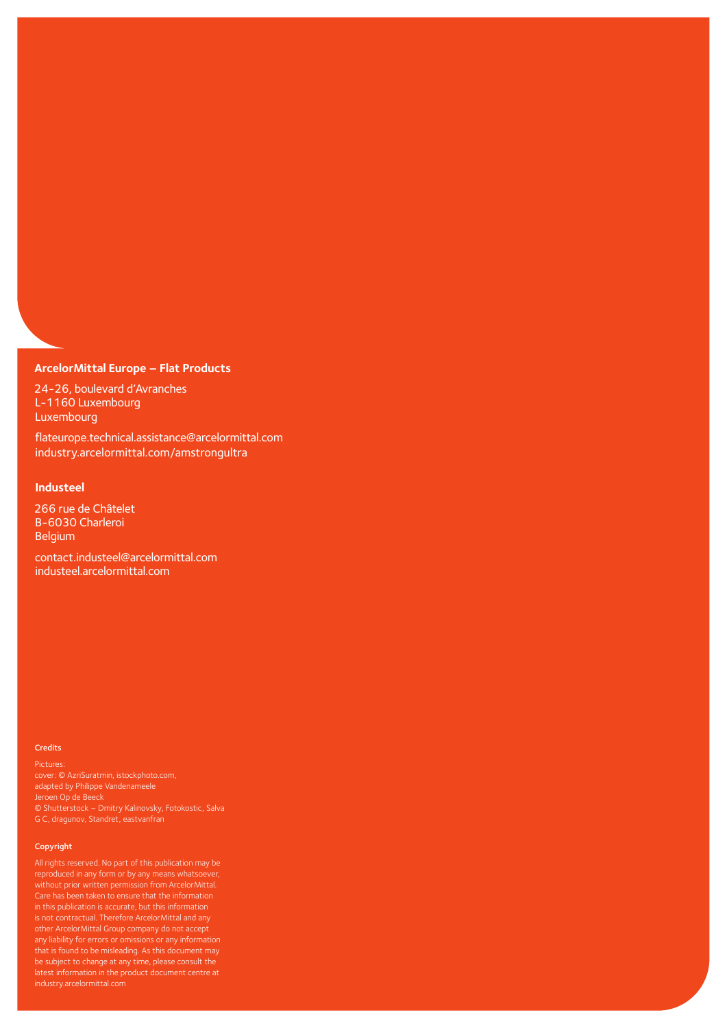**ArcelorMittal Europe – Flat Products**

24-26, boulevard d'Avranches
L-1160 Luxembourg
Luxembourg

flateurope.technical.assistance@arcelormittal.com
industry.arcelormittal.com/amstrongultra

**Industeel**

266 rue de Châtelet
B-6030 Charleroi
Belgium

contact.industeel@arcelormittal.com
industeel.arcelormittal.com

**Credits**

Pictures:
cover: © AzriSuratmin, istockphoto.com, adapted by Philippe Vandenameele
Jeroen Op de Beeck
© Shutterstock – Dmitry Kalinovsky, Fotokostic, Salva G C, dragunov, Standret, eastvanfran

**Copyright**

All rights reserved. No part of this publication may be reproduced in any form or by any means whatsoever, without prior written permission from ArcelorMittal. Care has been taken to ensure that the information in this publication is accurate, but this information is not contractual. Therefore ArcelorMittal and any other ArcelorMittal Group company do not accept any liability for errors or omissions or any information that is found to be misleading. As this document may be subject to change at any time, please consult the latest information in the product document centre at industry.arcelormittal.com